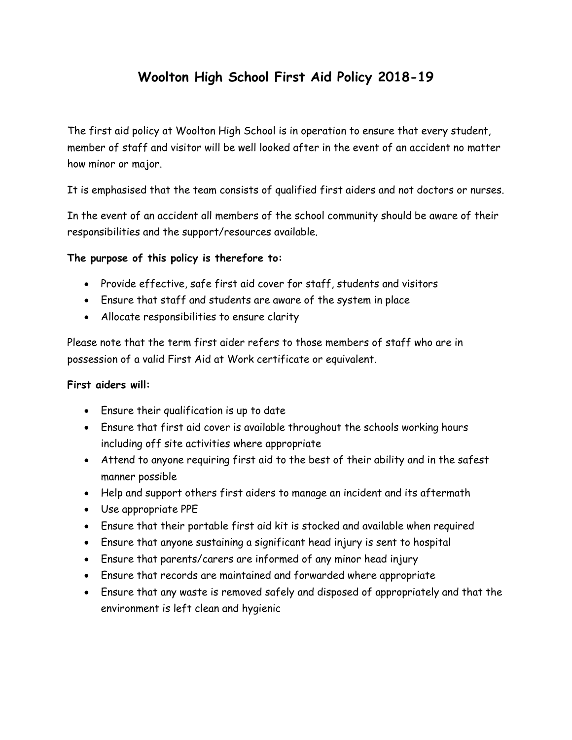# Woolton High School First Aid Policy 2018-19

The first aid policy at Woolton High School is in operation to ensure that every student, member of staff and visitor will be well looked after in the event of an accident no matter how minor or major.

It is emphasised that the team consists of qualified first aiders and not doctors or nurses.

In the event of an accident all members of the school community should be aware of their responsibilities and the support/resources available.

**The purpose of this policy is therefore to:**

- Provide effective, safe first aid cover for staff, students and visitors
- Ensure that staff and students are aware of the system in place
- Allocate responsibilities to ensure clarity

Please note that the term first aider refers to those members of staff who are in possession of a valid First Aid at Work certificate or equivalent.

**First aiders will:**

- Ensure their qualification is up to date
- Ensure that first aid cover is available throughout the schools working hours including off site activities where appropriate
- Attend to anyone requiring first aid to the best of their ability and in the safest manner possible
- Help and support others first aiders to manage an incident and its aftermath
- Use appropriate PPE
- Ensure that their portable first aid kit is stocked and available when required
- Ensure that anyone sustaining a significant head injury is sent to hospital
- Ensure that parents/carers are informed of any minor head injury
- Ensure that records are maintained and forwarded where appropriate
- Ensure that any waste is removed safely and disposed of appropriately and that the environment is left clean and hygienic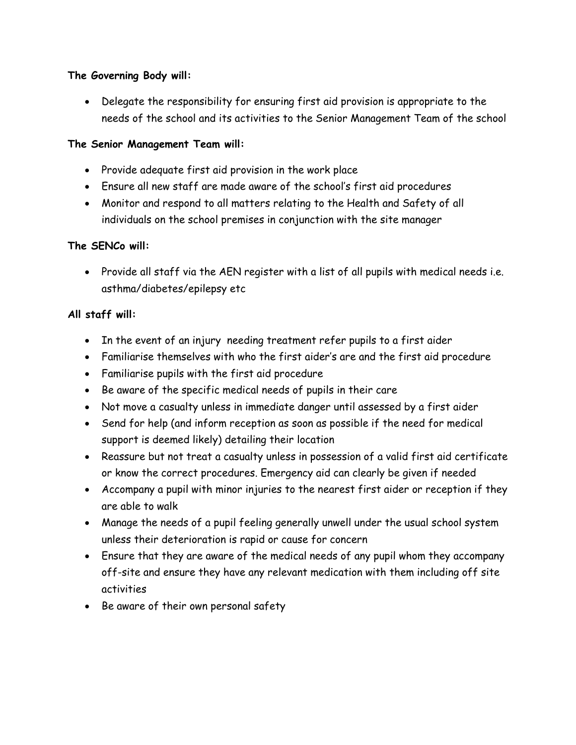**The Governing Body will:**

- Delegate the responsibility for ensuring first aid provision is appropriate to the needs of the school and its activities to the Senior Management Team of the school

**The Senior Management Team will:**

- Provide adequate first aid provision in the work place
- Ensure all new staff are made aware of the school's first aid procedures
- Monitor and respond to all matters relating to the Health and Safety of all individuals on the school premises in conjunction with the site manager

**The SENCo will:**

- Provide all staff via the AEN register with a list of all pupils with medical needs i.e. asthma/diabetes/epilepsy etc

**All staff will:**

- In the event of an injury needing treatment refer pupils to a first aider
- Familiarise themselves with who the first aider's are and the first aid procedure
- Familiarise pupils with the first aid procedure
- Be aware of the specific medical needs of pupils in their care
- Not move a casualty unless in immediate danger until assessed by a first aider
- Send for help (and inform reception as soon as possible if the need for medical support is deemed likely) detailing their location
- Reassure but not treat a casualty unless in possession of a valid first aid certificate or know the correct procedures. Emergency aid can clearly be given if needed
- Accompany a pupil with minor injuries to the nearest first aider or reception if they are able to walk
- Manage the needs of a pupil feeling generally unwell under the usual school system unless their deterioration is rapid or cause for concern
- Ensure that they are aware of the medical needs of any pupil whom they accompany off-site and ensure they have any relevant medication with them including off site activities
- Be aware of their own personal safety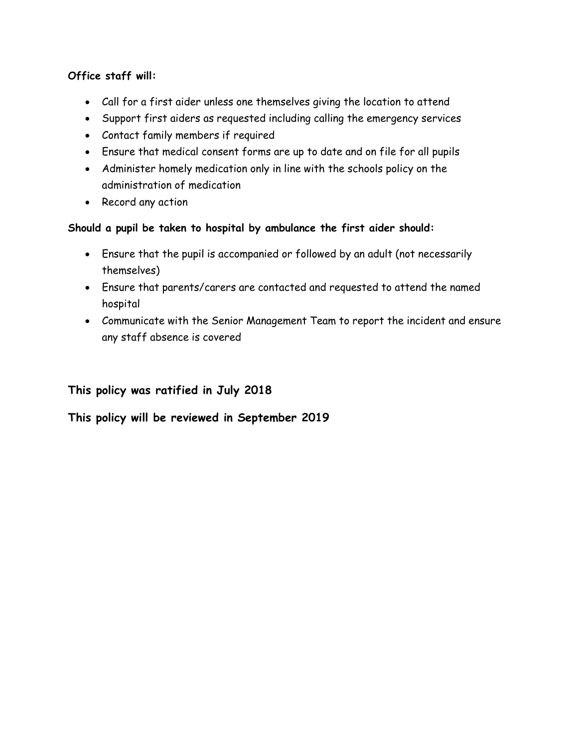**Office staff will:**

- Call for a first aider unless one themselves giving the location to attend
- Support first aiders as requested including calling the emergency services
- Contact family members if required
- Ensure that medical consent forms are up to date and on file for all pupils
- Administer homely medication only in line with the schools policy on the administration of medication
- Record any action

**Should a pupil be taken to hospital by ambulance the first aider should:**

- Ensure that the pupil is accompanied or followed by an adult (not necessarily themselves)
- Ensure that parents/carers are contacted and requested to attend the named hospital
- Communicate with the Senior Management Team to report the incident and ensure any staff absence is covered

**This policy was ratified in July 2018**

**This policy will be reviewed in September 2019**